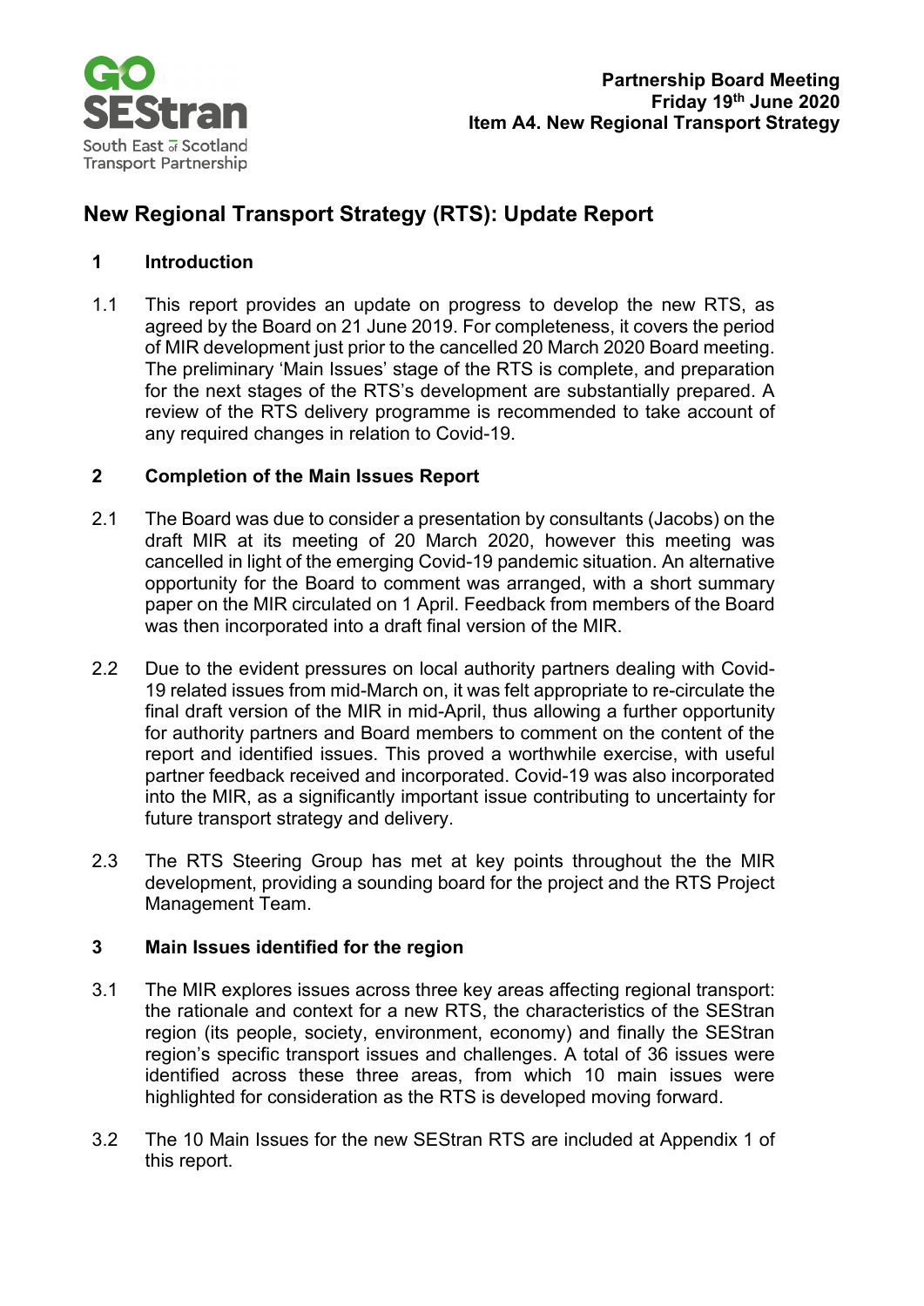Partnership Board Meeting
Friday 19th June 2020
Item A4. New Regional Transport Strategy

# New Regional Transport Strategy (RTS): Update Report

## 1 Introduction

1.1 This report provides an update on progress to develop the new RTS, as agreed by the Board on 21 June 2019. For completeness, it covers the period of MIR development just prior to the cancelled 20 March 2020 Board meeting. The preliminary 'Main Issues' stage of the RTS is complete, and preparation for the next stages of the RTS's development are substantially prepared. A review of the RTS delivery programme is recommended to take account of any required changes in relation to Covid-19.

## 2 Completion of the Main Issues Report

2.1 The Board was due to consider a presentation by consultants (Jacobs) on the draft MIR at its meeting of 20 March 2020, however this meeting was cancelled in light of the emerging Covid-19 pandemic situation. An alternative opportunity for the Board to comment was arranged, with a short summary paper on the MIR circulated on 1 April. Feedback from members of the Board was then incorporated into a draft final version of the MIR.

2.2 Due to the evident pressures on local authority partners dealing with Covid-19 related issues from mid-March on, it was felt appropriate to re-circulate the final draft version of the MIR in mid-April, thus allowing a further opportunity for authority partners and Board members to comment on the content of the report and identified issues. This proved a worthwhile exercise, with useful partner feedback received and incorporated. Covid-19 was also incorporated into the MIR, as a significantly important issue contributing to uncertainty for future transport strategy and delivery.

2.3 The RTS Steering Group has met at key points throughout the the MIR development, providing a sounding board for the project and the RTS Project Management Team.

## 3 Main Issues identified for the region

3.1 The MIR explores issues across three key areas affecting regional transport: the rationale and context for a new RTS, the characteristics of the SEStran region (its people, society, environment, economy) and finally the SEStran region's specific transport issues and challenges. A total of 36 issues were identified across these three areas, from which 10 main issues were highlighted for consideration as the RTS is developed moving forward.

3.2 The 10 Main Issues for the new SEStran RTS are included at Appendix 1 of this report.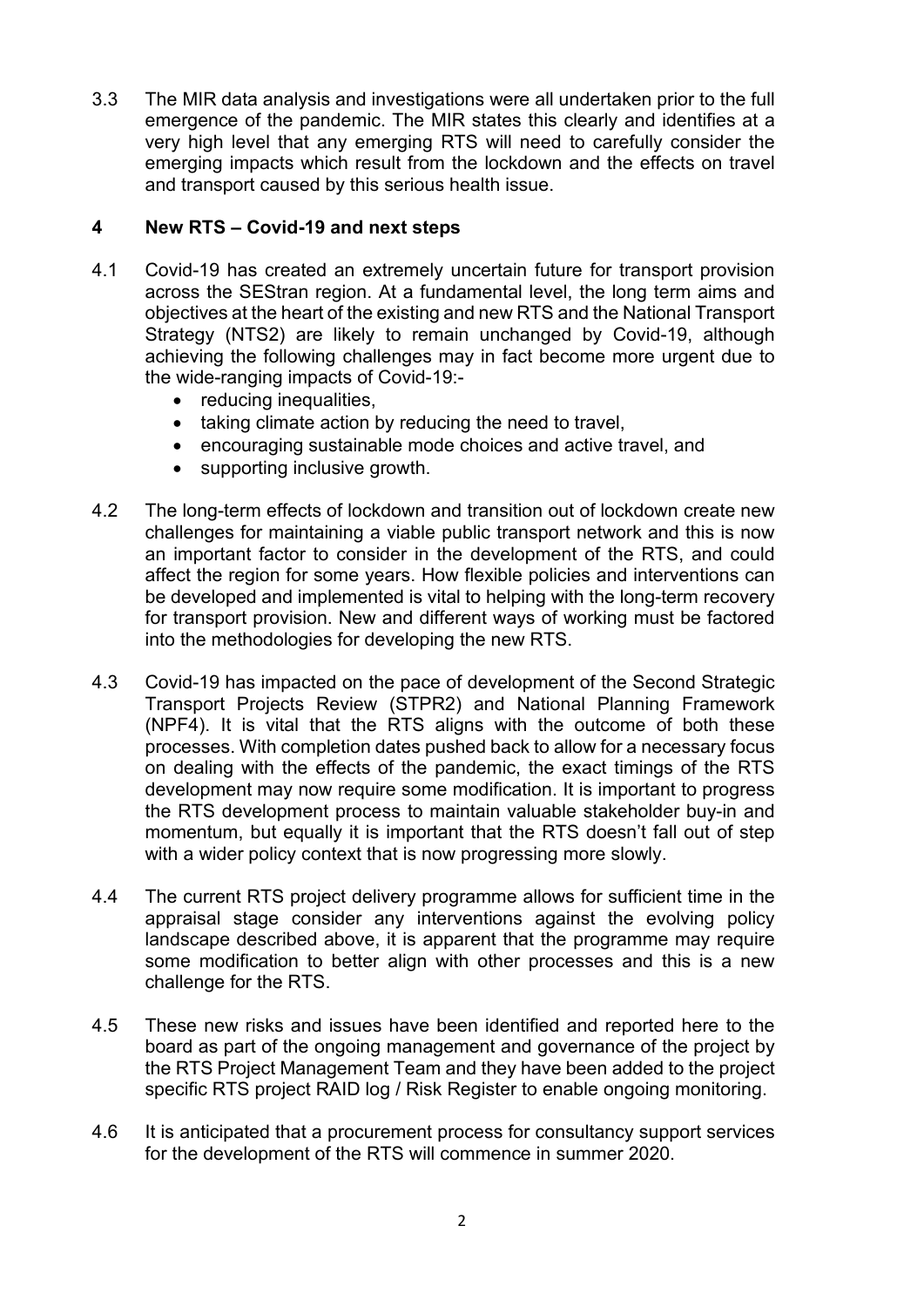3.3 The MIR data analysis and investigations were all undertaken prior to the full emergence of the pandemic. The MIR states this clearly and identifies at a very high level that any emerging RTS will need to carefully consider the emerging impacts which result from the lockdown and the effects on travel and transport caused by this serious health issue.

## 4 New RTS – Covid-19 and next steps

4.1 Covid-19 has created an extremely uncertain future for transport provision across the SEStran region. At a fundamental level, the long term aims and objectives at the heart of the existing and new RTS and the National Transport Strategy (NTS2) are likely to remain unchanged by Covid-19, although achieving the following challenges may in fact become more urgent due to the wide-ranging impacts of Covid-19:-

- reducing inequalities,
- taking climate action by reducing the need to travel,
- encouraging sustainable mode choices and active travel, and
- supporting inclusive growth.

4.2 The long-term effects of lockdown and transition out of lockdown create new challenges for maintaining a viable public transport network and this is now an important factor to consider in the development of the RTS, and could affect the region for some years. How flexible policies and interventions can be developed and implemented is vital to helping with the long-term recovery for transport provision. New and different ways of working must be factored into the methodologies for developing the new RTS.

4.3 Covid-19 has impacted on the pace of development of the Second Strategic Transport Projects Review (STPR2) and National Planning Framework (NPF4). It is vital that the RTS aligns with the outcome of both these processes. With completion dates pushed back to allow for a necessary focus on dealing with the effects of the pandemic, the exact timings of the RTS development may now require some modification. It is important to progress the RTS development process to maintain valuable stakeholder buy-in and momentum, but equally it is important that the RTS doesn't fall out of step with a wider policy context that is now progressing more slowly.

4.4 The current RTS project delivery programme allows for sufficient time in the appraisal stage consider any interventions against the evolving policy landscape described above, it is apparent that the programme may require some modification to better align with other processes and this is a new challenge for the RTS.

4.5 These new risks and issues have been identified and reported here to the board as part of the ongoing management and governance of the project by the RTS Project Management Team and they have been added to the project specific RTS project RAID log / Risk Register to enable ongoing monitoring.

4.6 It is anticipated that a procurement process for consultancy support services for the development of the RTS will commence in summer 2020.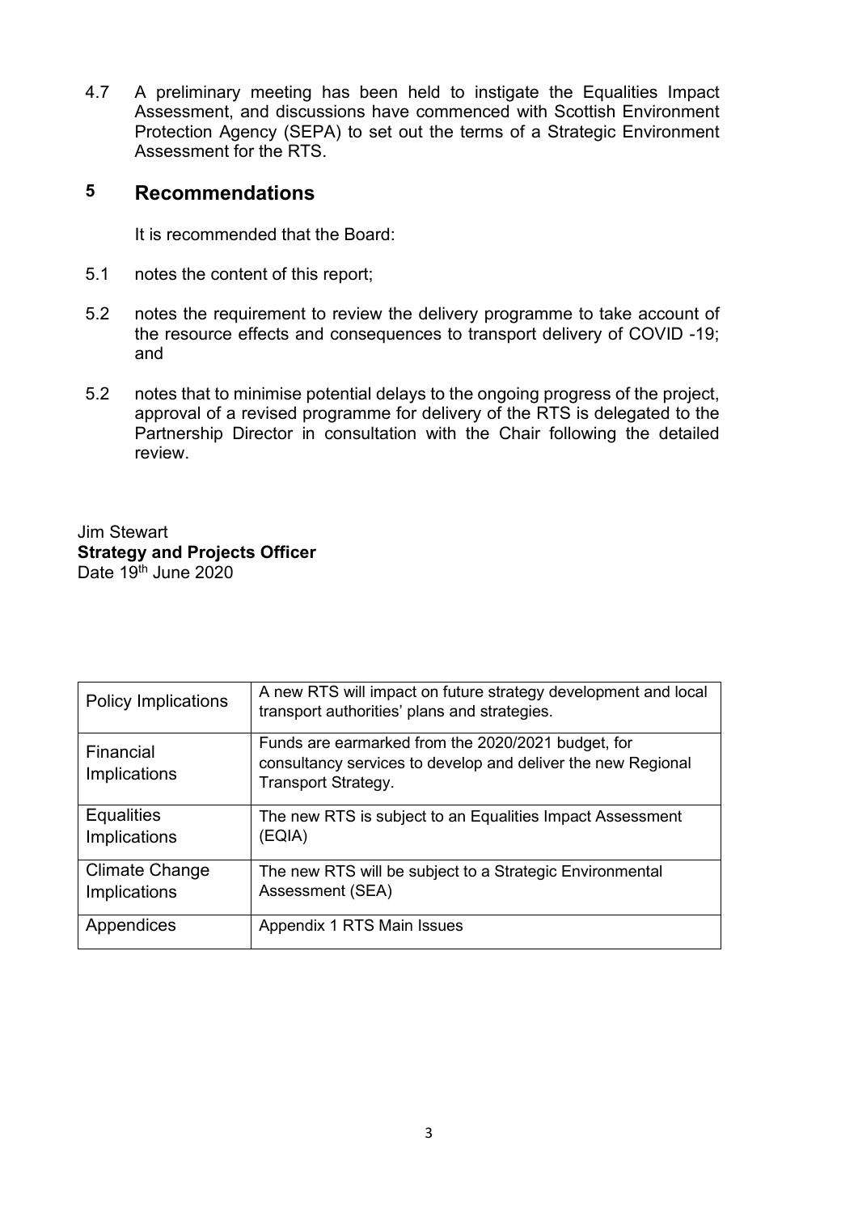4.7 A preliminary meeting has been held to instigate the Equalities Impact Assessment, and discussions have commenced with Scottish Environment Protection Agency (SEPA) to set out the terms of a Strategic Environment Assessment for the RTS.

## 5 Recommendations

It is recommended that the Board:

5.1 notes the content of this report;

5.2 notes the requirement to review the delivery programme to take account of the resource effects and consequences to transport delivery of COVID -19; and

5.2 notes that to minimise potential delays to the ongoing progress of the project, approval of a revised programme for delivery of the RTS is delegated to the Partnership Director in consultation with the Chair following the detailed review.

Jim Stewart
**Strategy and Projects Officer**
Date 19th June 2020

| | |
|---|---|
| Policy Implications | A new RTS will impact on future strategy development and local transport authorities' plans and strategies. |
| Financial Implications | Funds are earmarked from the 2020/2021 budget, for consultancy services to develop and deliver the new Regional Transport Strategy. |
| Equalities Implications | The new RTS is subject to an Equalities Impact Assessment (EQIA) |
| Climate Change Implications | The new RTS will be subject to a Strategic Environmental Assessment (SEA) |
| Appendices | Appendix 1 RTS Main Issues |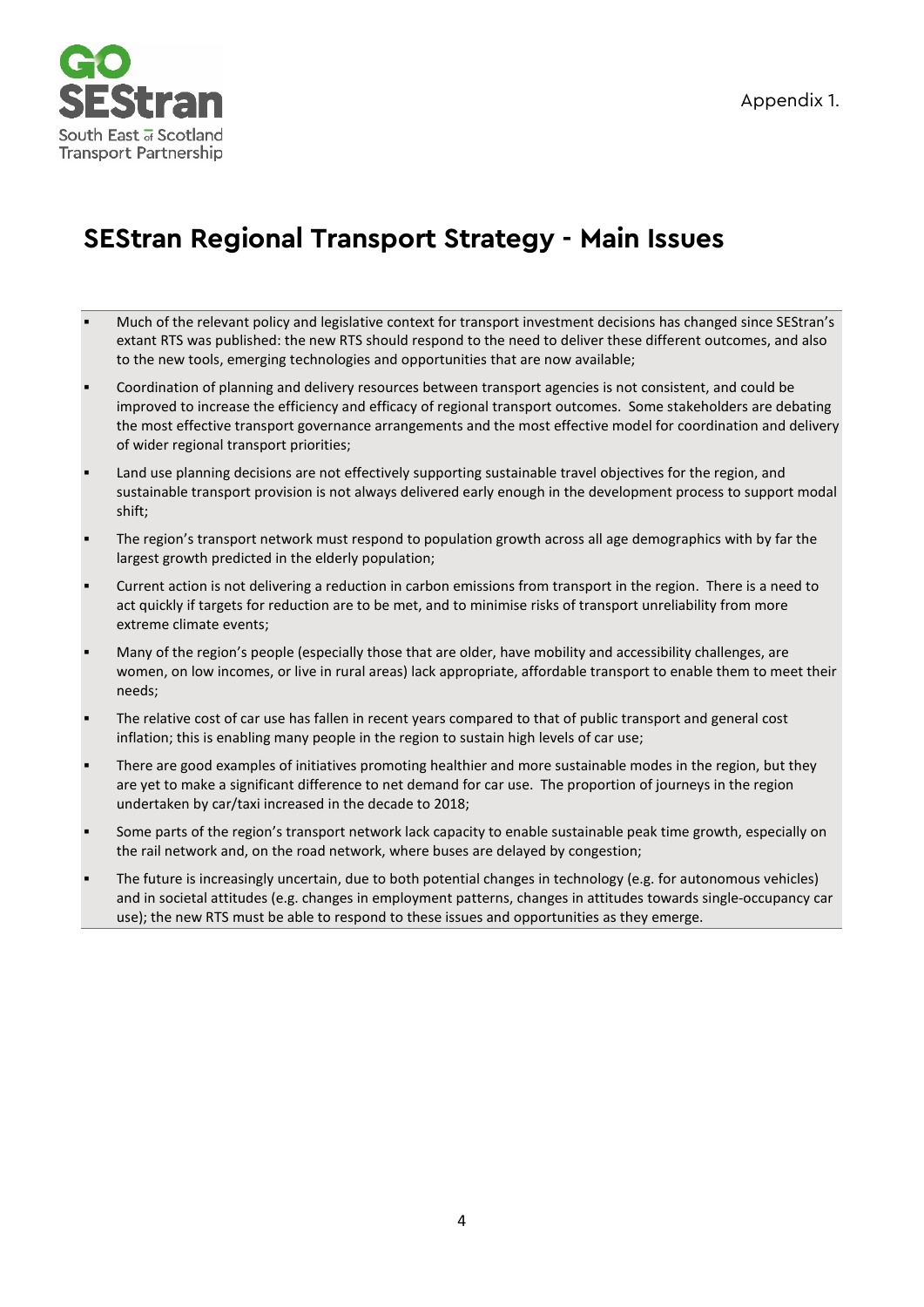Appendix 1.

# SEStran Regional Transport Strategy - Main Issues

- Much of the relevant policy and legislative context for transport investment decisions has changed since SEStran's extant RTS was published: the new RTS should respond to the need to deliver these different outcomes, and also to the new tools, emerging technologies and opportunities that are now available;
- Coordination of planning and delivery resources between transport agencies is not consistent, and could be improved to increase the efficiency and efficacy of regional transport outcomes. Some stakeholders are debating the most effective transport governance arrangements and the most effective model for coordination and delivery of wider regional transport priorities;
- Land use planning decisions are not effectively supporting sustainable travel objectives for the region, and sustainable transport provision is not always delivered early enough in the development process to support modal shift;
- The region's transport network must respond to population growth across all age demographics with by far the largest growth predicted in the elderly population;
- Current action is not delivering a reduction in carbon emissions from transport in the region. There is a need to act quickly if targets for reduction are to be met, and to minimise risks of transport unreliability from more extreme climate events;
- Many of the region's people (especially those that are older, have mobility and accessibility challenges, are women, on low incomes, or live in rural areas) lack appropriate, affordable transport to enable them to meet their needs;
- The relative cost of car use has fallen in recent years compared to that of public transport and general cost inflation; this is enabling many people in the region to sustain high levels of car use;
- There are good examples of initiatives promoting healthier and more sustainable modes in the region, but they are yet to make a significant difference to net demand for car use. The proportion of journeys in the region undertaken by car/taxi increased in the decade to 2018;
- Some parts of the region's transport network lack capacity to enable sustainable peak time growth, especially on the rail network and, on the road network, where buses are delayed by congestion;
- The future is increasingly uncertain, due to both potential changes in technology (e.g. for autonomous vehicles) and in societal attitudes (e.g. changes in employment patterns, changes in attitudes towards single-occupancy car use); the new RTS must be able to respond to these issues and opportunities as they emerge.